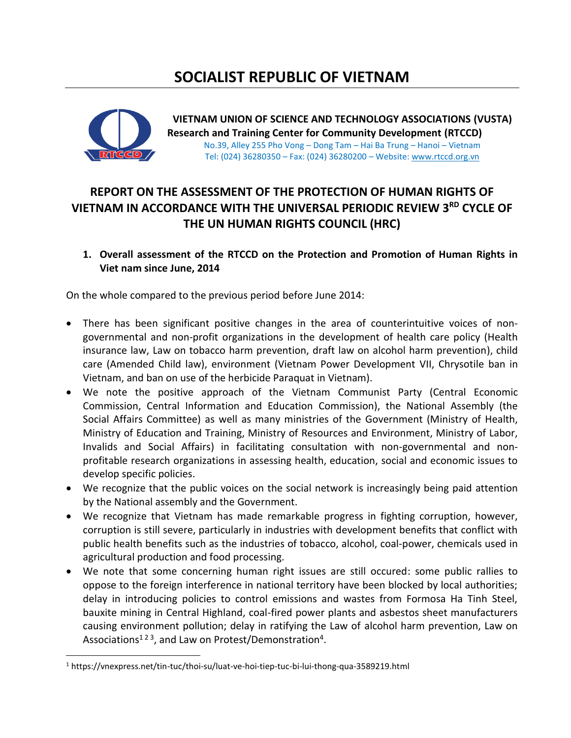# SOCIALIST REPUBLIC OF VIETNAM

**VIETNAM UNION OF SCIENCE AND TECHNOLOGY ASSOCIATIONS (VUSTA)**
**Research and Training Center for Community Development (RTCCD)**
No.39, Alley 255 Pho Vong – Dong Tam – Hai Ba Trung – Hanoi – Vietnam
Tel: (024) 36280350 – Fax: (024) 36280200 – Website: www.rtccd.org.vn

## REPORT ON THE ASSESSMENT OF THE PROTECTION OF HUMAN RIGHTS OF VIETNAM IN ACCORDANCE WITH THE UNIVERSAL PERIODIC REVIEW 3RD CYCLE OF THE UN HUMAN RIGHTS COUNCIL (HRC)

### 1. Overall assessment of the RTCCD on the Protection and Promotion of Human Rights in Viet nam since June, 2014

On the whole compared to the previous period before June 2014:

- There has been significant positive changes in the area of counterintuitive voices of non-governmental and non-profit organizations in the development of health care policy (Health insurance law, Law on tobacco harm prevention, draft law on alcohol harm prevention), child care (Amended Child law), environment (Vietnam Power Development VII, Chrysotile ban in Vietnam, and ban on use of the herbicide Paraquat in Vietnam).
- We note the positive approach of the Vietnam Communist Party (Central Economic Commission, Central Information and Education Commission), the National Assembly (the Social Affairs Committee) as well as many ministries of the Government (Ministry of Health, Ministry of Education and Training, Ministry of Resources and Environment, Ministry of Labor, Invalids and Social Affairs) in facilitating consultation with non-governmental and non-profitable research organizations in assessing health, education, social and economic issues to develop specific policies.
- We recognize that the public voices on the social network is increasingly being paid attention by the National assembly and the Government.
- We recognize that Vietnam has made remarkable progress in fighting corruption, however, corruption is still severe, particularly in industries with development benefits that conflict with public health benefits such as the industries of tobacco, alcohol, coal-power, chemicals used in agricultural production and food processing.
- We note that some concerning human right issues are still occured: some public rallies to oppose to the foreign interference in national territory have been blocked by local authorities; delay in introducing policies to control emissions and wastes from Formosa Ha Tinh Steel, bauxite mining in Central Highland, coal-fired power plants and asbestos sheet manufacturers causing environment pollution; delay in ratifying the Law of alcohol harm prevention, Law on Associations[1 2 3], and Law on Protest/Demonstration[4].

[1] https://vnexpress.net/tin-tuc/thoi-su/luat-ve-hoi-tiep-tuc-bi-lui-thong-qua-3589219.html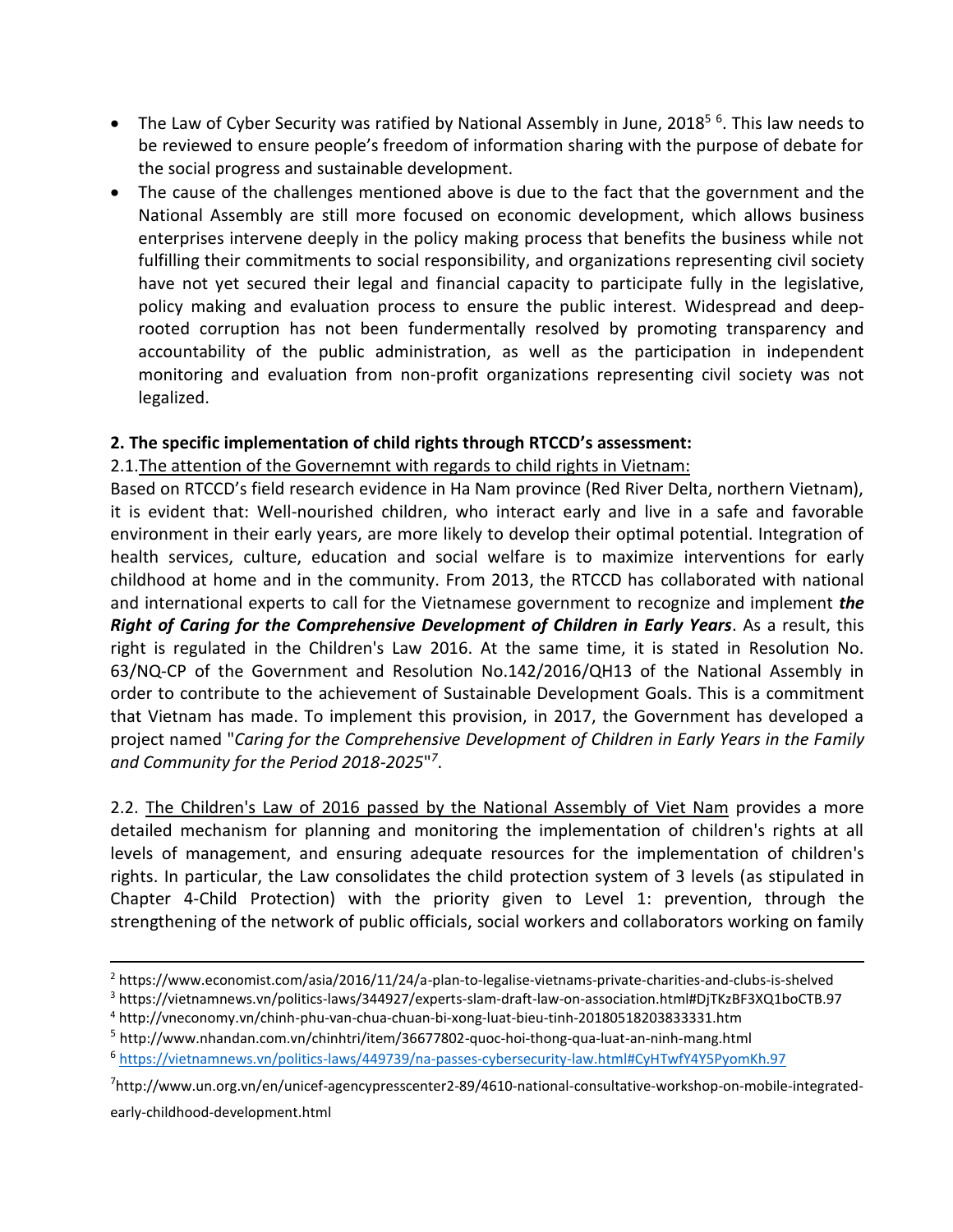- The Law of Cyber Security was ratified by National Assembly in June, 2018[5] [6]. This law needs to be reviewed to ensure people's freedom of information sharing with the purpose of debate for the social progress and sustainable development.
- The cause of the challenges mentioned above is due to the fact that the government and the National Assembly are still more focused on economic development, which allows business enterprises intervene deeply in the policy making process that benefits the business while not fulfilling their commitments to social responsibility, and organizations representing civil society have not yet secured their legal and financial capacity to participate fully in the legislative, policy making and evaluation process to ensure the public interest. Widespread and deep-rooted corruption has not been fundermentally resolved by promoting transparency and accountability of the public administration, as well as the participation in independent monitoring and evaluation from non-profit organizations representing civil society was not legalized.

**2. The specific implementation of child rights through RTCCD's assessment:**

2.1.<u>The attention of the Governemnt with regards to child rights in Vietnam:</u>

Based on RTCCD's field research evidence in Ha Nam province (Red River Delta, northern Vietnam), it is evident that: Well-nourished children, who interact early and live in a safe and favorable environment in their early years, are more likely to develop their optimal potential. Integration of health services, culture, education and social welfare is to maximize interventions for early childhood at home and in the community. From 2013, the RTCCD has collaborated with national and international experts to call for the Vietnamese government to recognize and implement ***the Right of Caring for the Comprehensive Development of Children in Early Years***. As a result, this right is regulated in the Children's Law 2016. At the same time, it is stated in Resolution No. 63/NQ-CP of the Government and Resolution No.142/2016/QH13 of the National Assembly in order to contribute to the achievement of Sustainable Development Goals. This is a commitment that Vietnam has made. To implement this provision, in 2017, the Government has developed a project named "*Caring for the Comprehensive Development of Children in Early Years in the Family and Community for the Period 2018-2025*"[7].

2.2. <u>The Children's Law of 2016 passed by the National Assembly of Viet Nam</u> provides a more detailed mechanism for planning and monitoring the implementation of children's rights at all levels of management, and ensuring adequate resources for the implementation of children's rights. In particular, the Law consolidates the child protection system of 3 levels (as stipulated in Chapter 4-Child Protection) with the priority given to Level 1: prevention, through the strengthening of the network of public officials, social workers and collaborators working on family

---

[2] https://www.economist.com/asia/2016/11/24/a-plan-to-legalise-vietnams-private-charities-and-clubs-is-shelved

[3] https://vietnamnews.vn/politics-laws/344927/experts-slam-draft-law-on-association.html#DjTKzBF3XQ1boCTB.97

[4] http://vneconomy.vn/chinh-phu-van-chua-chuan-bi-xong-luat-bieu-tinh-20180518203833331.htm

[5] http://www.nhandan.com.vn/chinhtri/item/36677802-quoc-hoi-thong-qua-luat-an-ninh-mang.html

[6] https://vietnamnews.vn/politics-laws/449739/na-passes-cybersecurity-law.html#CyHTwfY4Y5PyomKh.97

[7] http://www.un.org.vn/en/unicef-agencypresscenter2-89/4610-national-consultative-workshop-on-mobile-integrated-early-childhood-development.html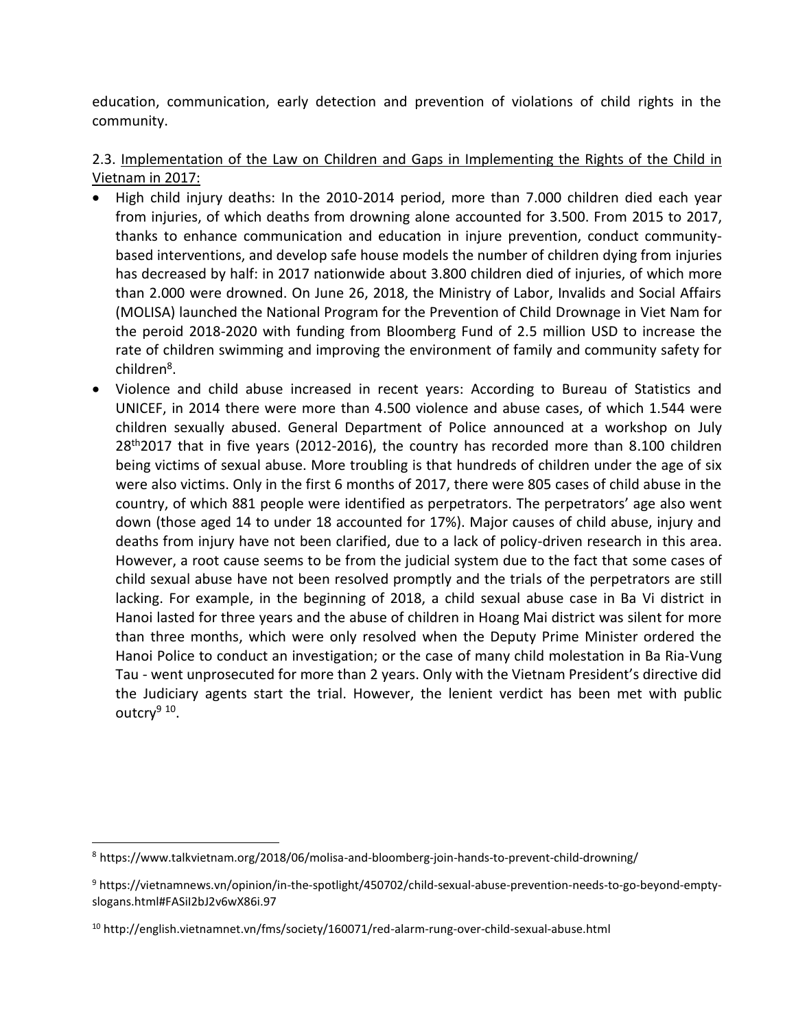education, communication, early detection and prevention of violations of child rights in the community.

2.3. Implementation of the Law on Children and Gaps in Implementing the Rights of the Child in Vietnam in 2017:

- High child injury deaths: In the 2010-2014 period, more than 7.000 children died each year from injuries, of which deaths from drowning alone accounted for 3.500. From 2015 to 2017, thanks to enhance communication and education in injure prevention, conduct community-based interventions, and develop safe house models the number of children dying from injuries has decreased by half: in 2017 nationwide about 3.800 children died of injuries, of which more than 2.000 were drowned. On June 26, 2018, the Ministry of Labor, Invalids and Social Affairs (MOLISA) launched the National Program for the Prevention of Child Drownage in Viet Nam for the peroid 2018-2020 with funding from Bloomberg Fund of 2.5 million USD to increase the rate of children swimming and improving the environment of family and community safety for children[8].
- Violence and child abuse increased in recent years: According to Bureau of Statistics and UNICEF, in 2014 there were more than 4.500 violence and abuse cases, of which 1.544 were children sexually abused. General Department of Police announced at a workshop on July 28th 2017 that in five years (2012-2016), the country has recorded more than 8.100 children being victims of sexual abuse. More troubling is that hundreds of children under the age of six were also victims. Only in the first 6 months of 2017, there were 805 cases of child abuse in the country, of which 881 people were identified as perpetrators. The perpetrators' age also went down (those aged 14 to under 18 accounted for 17%). Major causes of child abuse, injury and deaths from injury have not been clarified, due to a lack of policy-driven research in this area. However, a root cause seems to be from the judicial system due to the fact that some cases of child sexual abuse have not been resolved promptly and the trials of the perpetrators are still lacking. For example, in the beginning of 2018, a child sexual abuse case in Ba Vi district in Hanoi lasted for three years and the abuse of children in Hoang Mai district was silent for more than three months, which were only resolved when the Deputy Prime Minister ordered the Hanoi Police to conduct an investigation; or the case of many child molestation in Ba Ria-Vung Tau - went unprosecuted for more than 2 years. Only with the Vietnam President's directive did the Judiciary agents start the trial. However, the lenient verdict has been met with public outcry[9] [10].

---

[8] https://www.talkvietnam.org/2018/06/molisa-and-bloomberg-join-hands-to-prevent-child-drowning/

[9] https://vietnamnews.vn/opinion/in-the-spotlight/450702/child-sexual-abuse-prevention-needs-to-go-beyond-empty-slogans.html#FASiI2bJ2v6wX86i.97

[10] http://english.vietnamnet.vn/fms/society/160071/red-alarm-rung-over-child-sexual-abuse.html